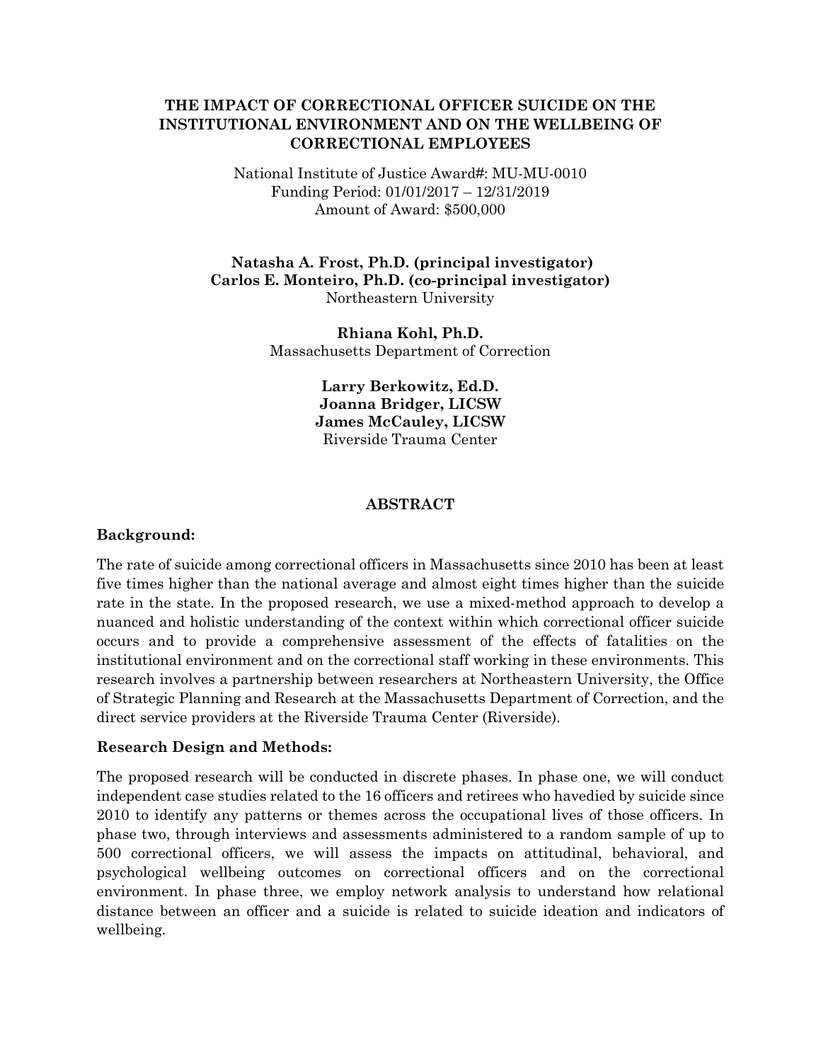# THE IMPACT OF CORRECTIONAL OFFICER SUICIDE ON THE INSTITUTIONAL ENVIRONMENT AND ON THE WELLBEING OF CORRECTIONAL EMPLOYEES

National Institute of Justice Award#: MU-MU-0010
Funding Period: 01/01/2017 – 12/31/2019
Amount of Award: $500,000

**Natasha A. Frost, Ph.D. (principal investigator)**
**Carlos E. Monteiro, Ph.D. (co-principal investigator)**
Northeastern University

**Rhiana Kohl, Ph.D.**
Massachusetts Department of Correction

**Larry Berkowitz, Ed.D.**
**Joanna Bridger, LICSW**
**James McCauley, LICSW**
Riverside Trauma Center

## ABSTRACT

### Background:

The rate of suicide among correctional officers in Massachusetts since 2010 has been at least five times higher than the national average and almost eight times higher than the suicide rate in the state. In the proposed research, we use a mixed-method approach to develop a nuanced and holistic understanding of the context within which correctional officer suicide occurs and to provide a comprehensive assessment of the effects of fatalities on the institutional environment and on the correctional staff working in these environments. This research involves a partnership between researchers at Northeastern University, the Office of Strategic Planning and Research at the Massachusetts Department of Correction, and the direct service providers at the Riverside Trauma Center (Riverside).

### Research Design and Methods:

The proposed research will be conducted in discrete phases. In phase one, we will conduct independent case studies related to the 16 officers and retirees who havedied by suicide since 2010 to identify any patterns or themes across the occupational lives of those officers. In phase two, through interviews and assessments administered to a random sample of up to 500 correctional officers, we will assess the impacts on attitudinal, behavioral, and psychological wellbeing outcomes on correctional officers and on the correctional environment. In phase three, we employ network analysis to understand how relational distance between an officer and a suicide is related to suicide ideation and indicators of wellbeing.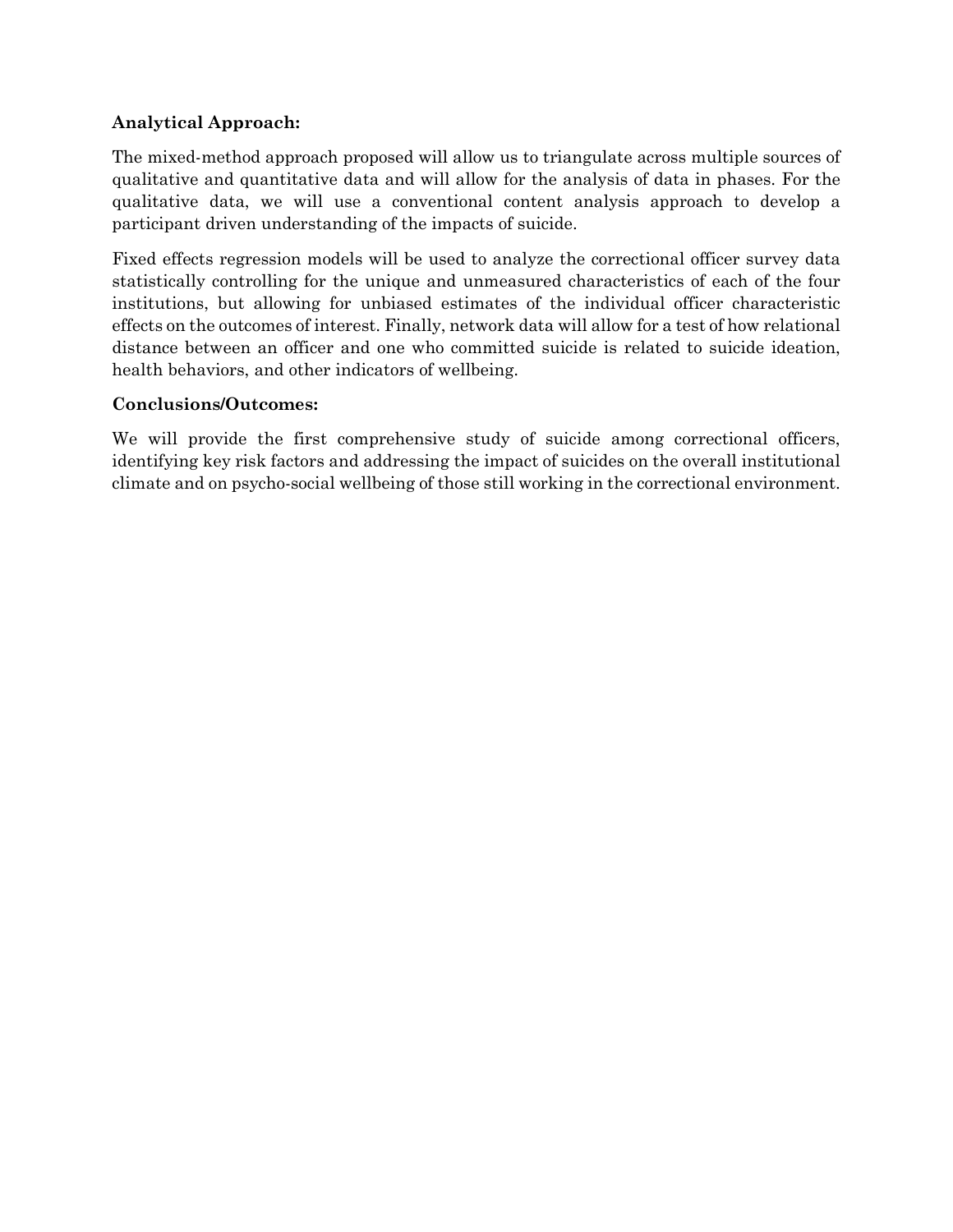**Analytical Approach:**

The mixed-method approach proposed will allow us to triangulate across multiple sources of qualitative and quantitative data and will allow for the analysis of data in phases. For the qualitative data, we will use a conventional content analysis approach to develop a participant driven understanding of the impacts of suicide.

Fixed effects regression models will be used to analyze the correctional officer survey data statistically controlling for the unique and unmeasured characteristics of each of the four institutions, but allowing for unbiased estimates of the individual officer characteristic effects on the outcomes of interest. Finally, network data will allow for a test of how relational distance between an officer and one who committed suicide is related to suicide ideation, health behaviors, and other indicators of wellbeing.

**Conclusions/Outcomes:**

We will provide the first comprehensive study of suicide among correctional officers, identifying key risk factors and addressing the impact of suicides on the overall institutional climate and on psycho-social wellbeing of those still working in the correctional environment.